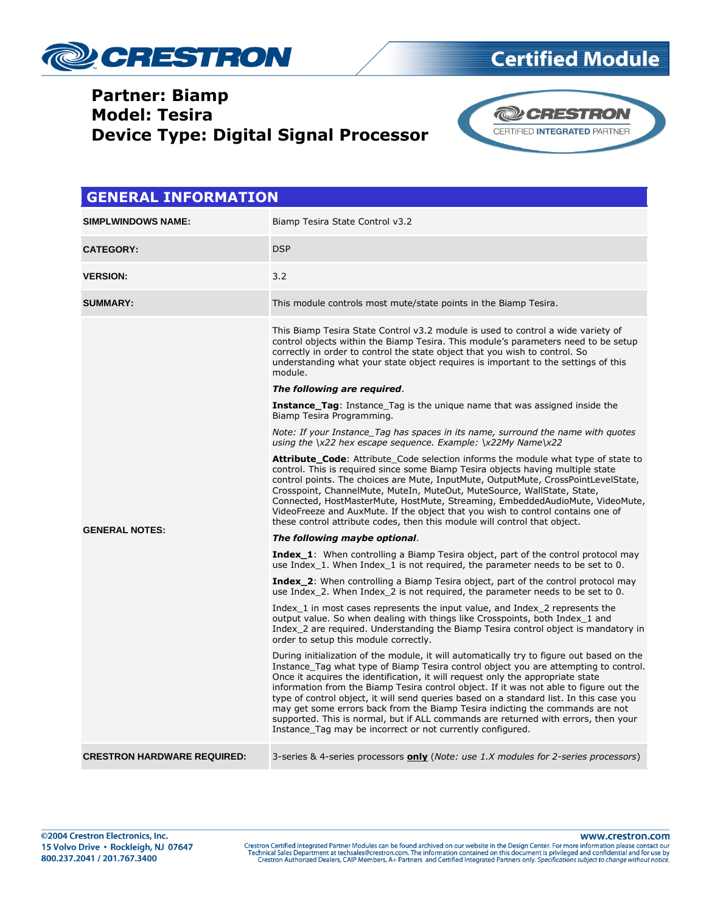# Certified Module

**Partner: Biamp**
**Model: Tesira**
**Device Type: Digital Signal Processor**

CERTIFIED INTEGRATED PARTNER

## GENERAL INFORMATION

| | |
|---|---|
| **SIMPLWINDOWS NAME:** | Biamp Tesira State Control v3.2 |
| **CATEGORY:** | DSP |
| **VERSION:** | 3.2 |
| **SUMMARY:** | This module controls most mute/state points in the Biamp Tesira. |
| **GENERAL NOTES:** | This Biamp Tesira State Control v3.2 module is used to control a wide variety of control objects within the Biamp Tesira. This module's parameters need to be setup correctly in order to control the state object that you wish to control. So understanding what your state object requires is important to the settings of this module.<br><br>***The following are required***.<br><br>**Instance_Tag**: Instance_Tag is the unique name that was assigned inside the Biamp Tesira Programming.<br><br>*Note: If your Instance_Tag has spaces in its name, surround the name with quotes using the \x22 hex escape sequence. Example: \x22My Name\x22*<br><br>**Attribute_Code**: Attribute_Code selection informs the module what type of state to control. This is required since some Biamp Tesira objects having multiple state control points. The choices are Mute, InputMute, OutputMute, CrossPointLevelState, Crosspoint, ChannelMute, MuteIn, MuteOut, MuteSource, WallState, State, Connected, HostMasterMute, HostMute, Streaming, EmbeddedAudioMute, VideoMute, VideoFreeze and AuxMute. If the object that you wish to control contains one of these control attribute codes, then this module will control that object.<br><br>***The following maybe optional***.<br><br>**Index_1**: When controlling a Biamp Tesira object, part of the control protocol may use Index_1. When Index_1 is not required, the parameter needs to be set to 0.<br><br>**Index_2**: When controlling a Biamp Tesira object, part of the control protocol may use Index_2. When Index_2 is not required, the parameter needs to be set to 0.<br><br>Index_1 in most cases represents the input value, and Index_2 represents the output value. So when dealing with things like Crosspoints, both Index_1 and Index_2 are required. Understanding the Biamp Tesira control object is mandatory in order to setup this module correctly.<br><br>During initialization of the module, it will automatically try to figure out based on the Instance_Tag what type of Biamp Tesira control object you are attempting to control. Once it acquires the identification, it will request only the appropriate state information from the Biamp Tesira control object. If it was not able to figure out the type of control object, it will send queries based on a standard list. In this case you may get some errors back from the Biamp Tesira indicting the commands are not supported. This is normal, but if ALL commands are returned with errors, then your Instance_Tag may be incorrect or not currently configured. |
| **CRESTRON HARDWARE REQUIRED:** | 3-series & 4-series processors **only** (*Note: use 1.X modules for 2-series processors*) |

©2004 Crestron Electronics, Inc.
15 Volvo Drive • Rockleigh, NJ 07647
800.237.2041 / 201.767.3400

www.crestron.com
Crestron Certified Integrated Partner Modules can be found archived on our website in the Design Center. For more information please contact our Technical Sales Department at techsales@crestron.com. The information contained on this document is privileged and confidential and for use by Crestron Authorized Dealers, CAIP Members, A+ Partners and Certified Integrated Partners only. *Specifications subject to change without notice.*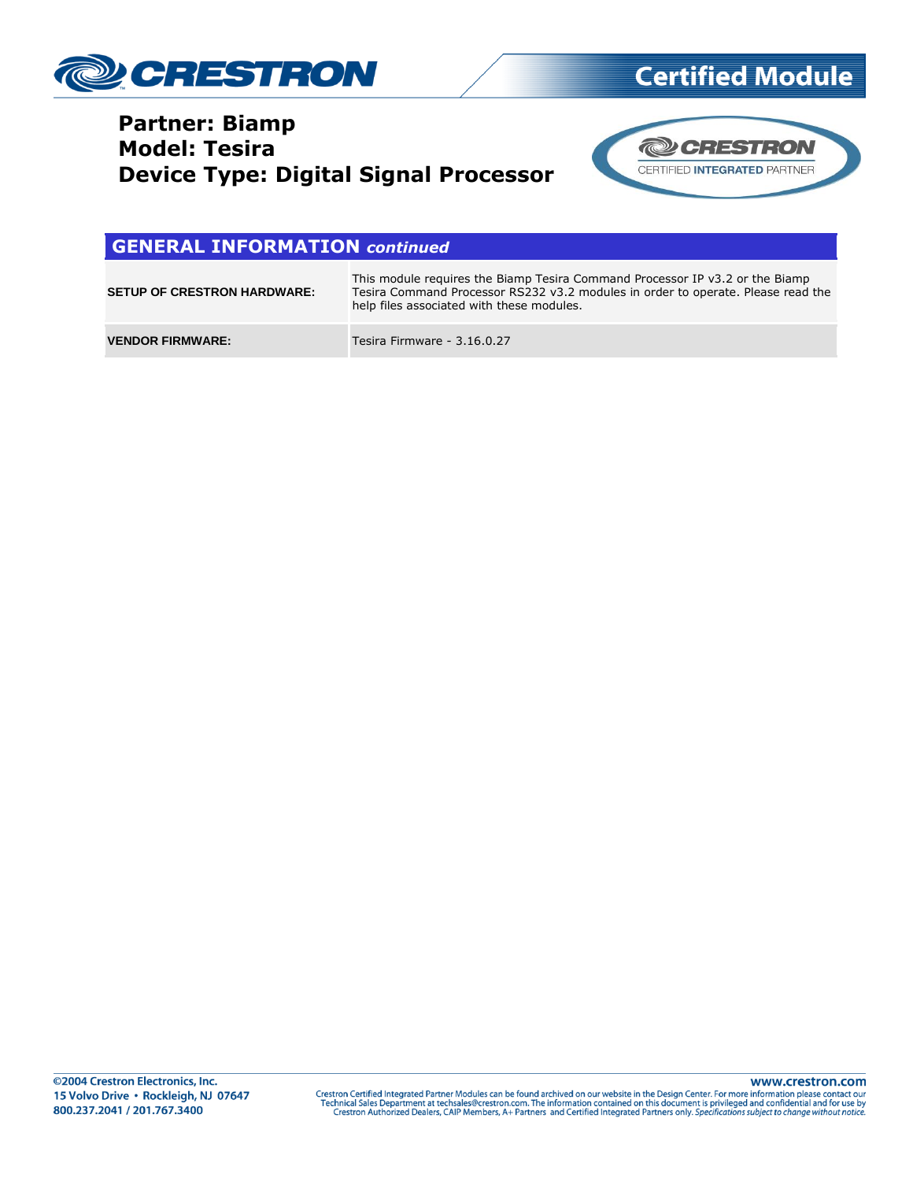**Partner: Biamp**
**Model: Tesira**
**Device Type: Digital Signal Processor**

## GENERAL INFORMATION *continued*

| | |
|---|---|
| **SETUP OF CRESTRON HARDWARE:** | This module requires the Biamp Tesira Command Processor IP v3.2 or the Biamp Tesira Command Processor RS232 v3.2 modules in order to operate. Please read the help files associated with these modules. |
| **VENDOR FIRMWARE:** | Tesira Firmware - 3.16.0.27 |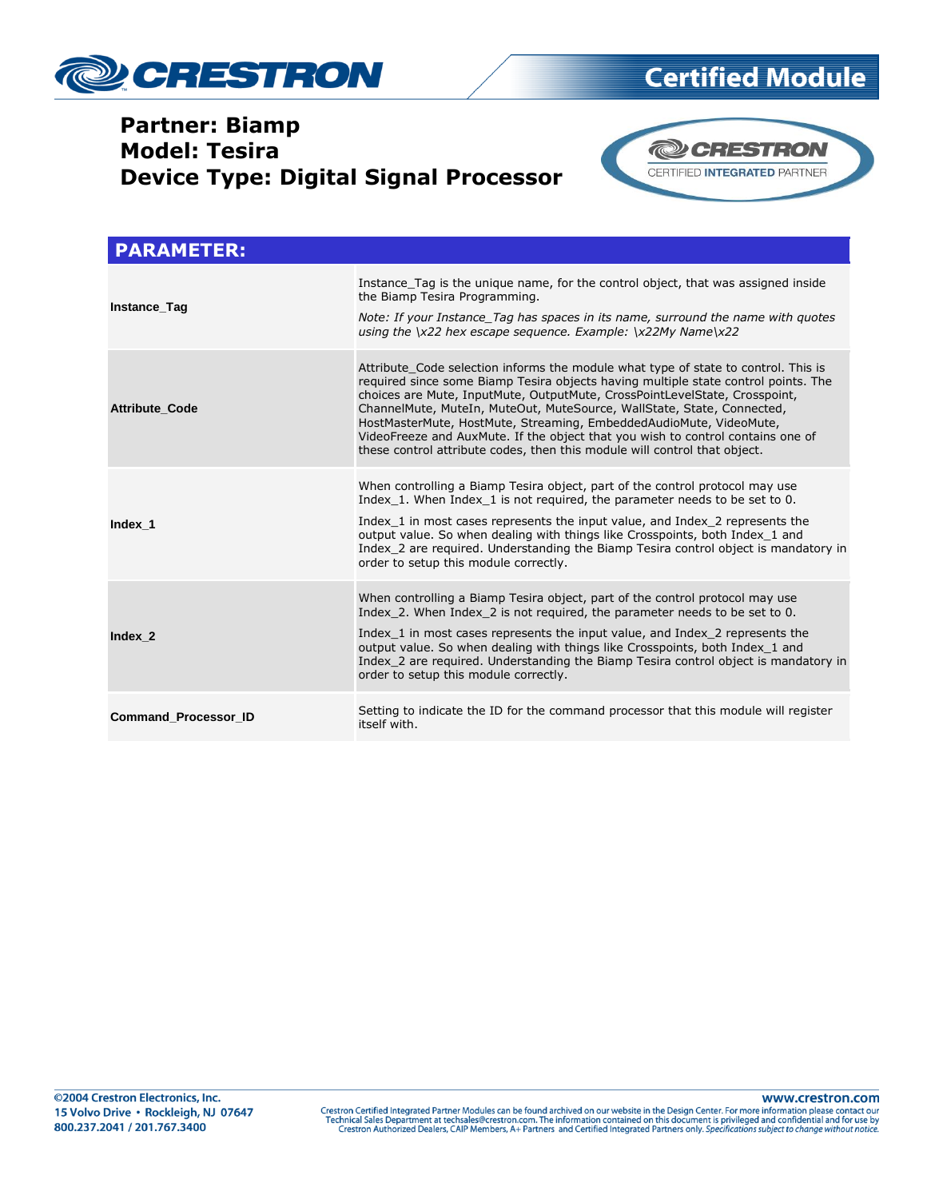**Partner: Biamp**
**Model: Tesira**
**Device Type: Digital Signal Processor**

| PARAMETER: | |
|---|---|
| **Instance_Tag** | Instance_Tag is the unique name, for the control object, that was assigned inside the Biamp Tesira Programming.<br>*Note: If your Instance_Tag has spaces in its name, surround the name with quotes using the \x22 hex escape sequence. Example: \x22My Name\x22* |
| **Attribute_Code** | Attribute_Code selection informs the module what type of state to control. This is required since some Biamp Tesira objects having multiple state control points. The choices are Mute, InputMute, OutputMute, CrossPointLevelState, Crosspoint, ChannelMute, MuteIn, MuteOut, MuteSource, WallState, State, Connected, HostMasterMute, HostMute, Streaming, EmbeddedAudioMute, VideoMute, VideoFreeze and AuxMute. If the object that you wish to control contains one of these control attribute codes, then this module will control that object. |
| **Index_1** | When controlling a Biamp Tesira object, part of the control protocol may use Index_1. When Index_1 is not required, the parameter needs to be set to 0.<br>Index_1 in most cases represents the input value, and Index_2 represents the output value. So when dealing with things like Crosspoints, both Index_1 and Index_2 are required. Understanding the Biamp Tesira control object is mandatory in order to setup this module correctly. |
| **Index_2** | When controlling a Biamp Tesira object, part of the control protocol may use Index_2. When Index_2 is not required, the parameter needs to be set to 0.<br>Index_1 in most cases represents the input value, and Index_2 represents the output value. So when dealing with things like Crosspoints, both Index_1 and Index_2 are required. Understanding the Biamp Tesira control object is mandatory in order to setup this module correctly. |
| **Command_Processor_ID** | Setting to indicate the ID for the command processor that this module will register itself with. |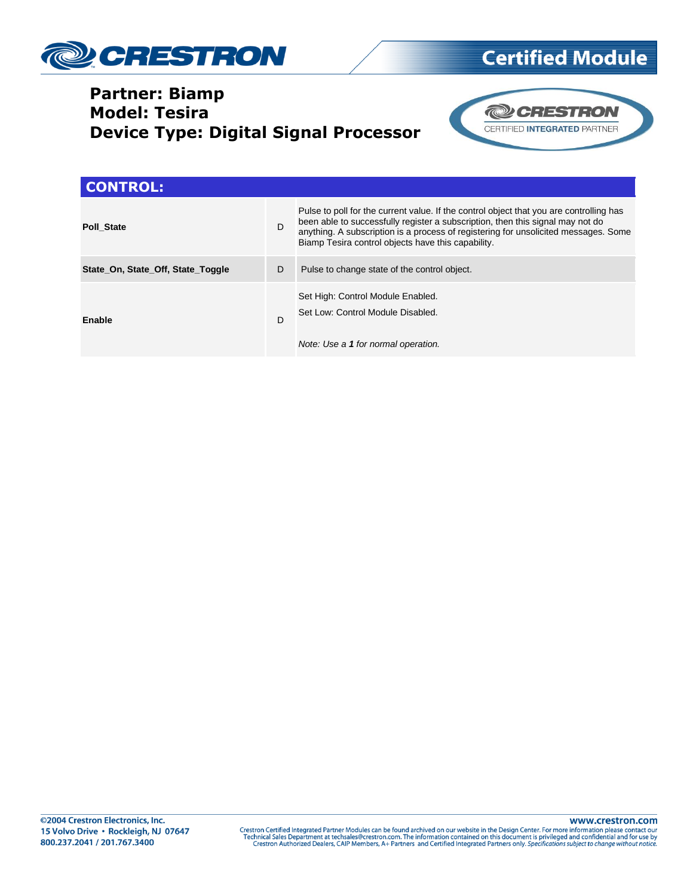**Partner: Biamp**
**Model: Tesira**
**Device Type: Digital Signal Processor**

## CONTROL:

| | | |
|---|---|---|
| **Poll_State** | D | Pulse to poll for the current value. If the control object that you are controlling has been able to successfully register a subscription, then this signal may not do anything. A subscription is a process of registering for unsolicited messages. Some Biamp Tesira control objects have this capability. |
| **State_On, State_Off, State_Toggle** | D | Pulse to change state of the control object. |
| **Enable** | D | Set High: Control Module Enabled.<br>Set Low: Control Module Disabled.<br><br>*Note: Use a **1** for normal operation.* |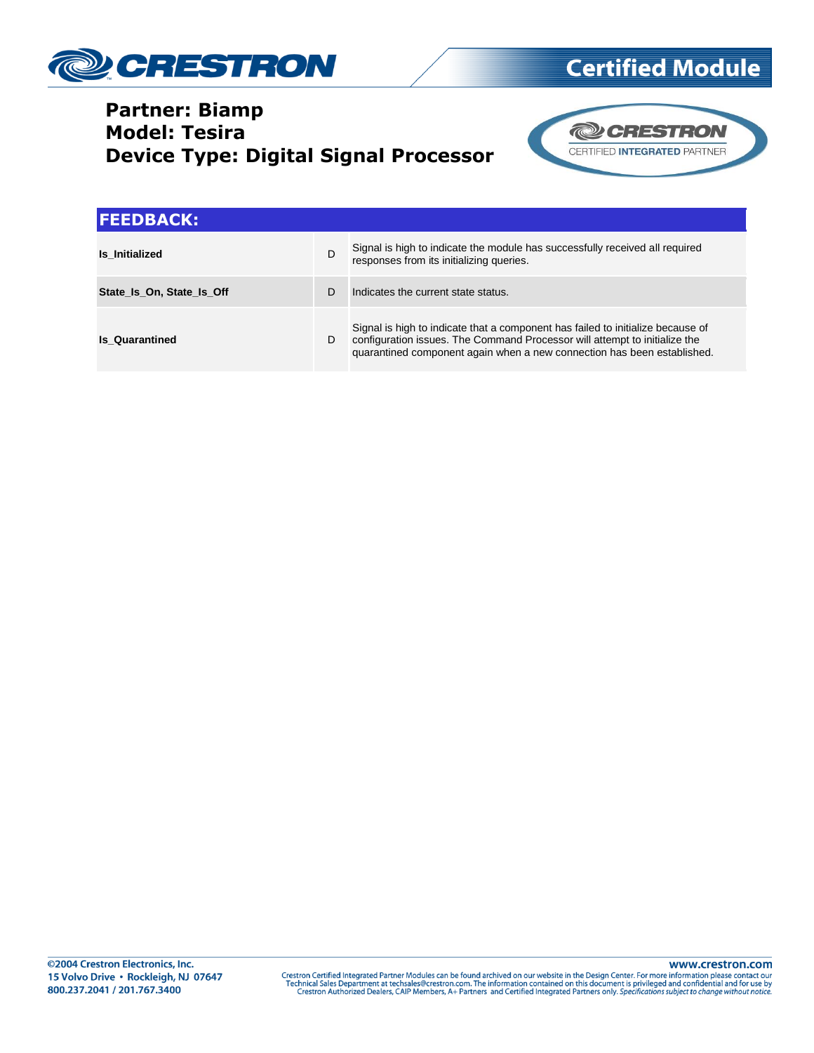**Partner: Biamp**
**Model: Tesira**
**Device Type: Digital Signal Processor**

## FEEDBACK:

| Signal | Type | Description |
|---|---|---|
| **Is_Initialized** | D | Signal is high to indicate the module has successfully received all required responses from its initializing queries. |
| **State_Is_On, State_Is_Off** | D | Indicates the current state status. |
| **Is_Quarantined** | D | Signal is high to indicate that a component has failed to initialize because of configuration issues. The Command Processor will attempt to initialize the quarantined component again when a new connection has been established. |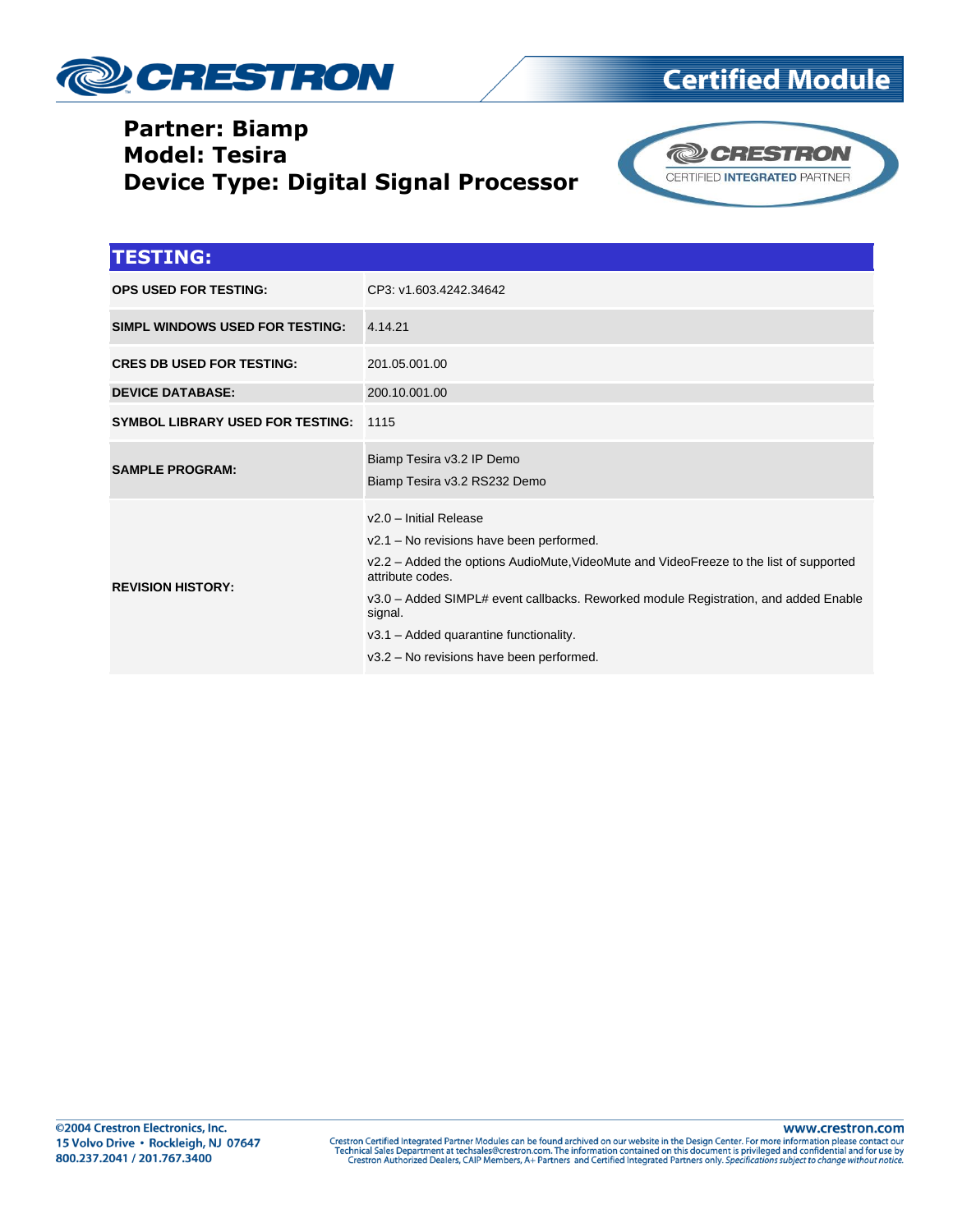**Partner: Biamp**
**Model: Tesira**
**Device Type: Digital Signal Processor**

## TESTING:

| | |
|---|---|
| **OPS USED FOR TESTING:** | CP3: v1.603.4242.34642 |
| **SIMPL WINDOWS USED FOR TESTING:** | 4.14.21 |
| **CRES DB USED FOR TESTING:** | 201.05.001.00 |
| **DEVICE DATABASE:** | 200.10.001.00 |
| **SYMBOL LIBRARY USED FOR TESTING:** | 1115 |
| **SAMPLE PROGRAM:** | Biamp Tesira v3.2 IP Demo<br>Biamp Tesira v3.2 RS232 Demo |
| **REVISION HISTORY:** | v2.0 – Initial Release<br>v2.1 – No revisions have been performed.<br>v2.2 – Added the options AudioMute,VideoMute and VideoFreeze to the list of supported attribute codes.<br>v3.0 – Added SIMPL# event callbacks. Reworked module Registration, and added Enable signal.<br>v3.1 – Added quarantine functionality.<br>v3.2 – No revisions have been performed. |